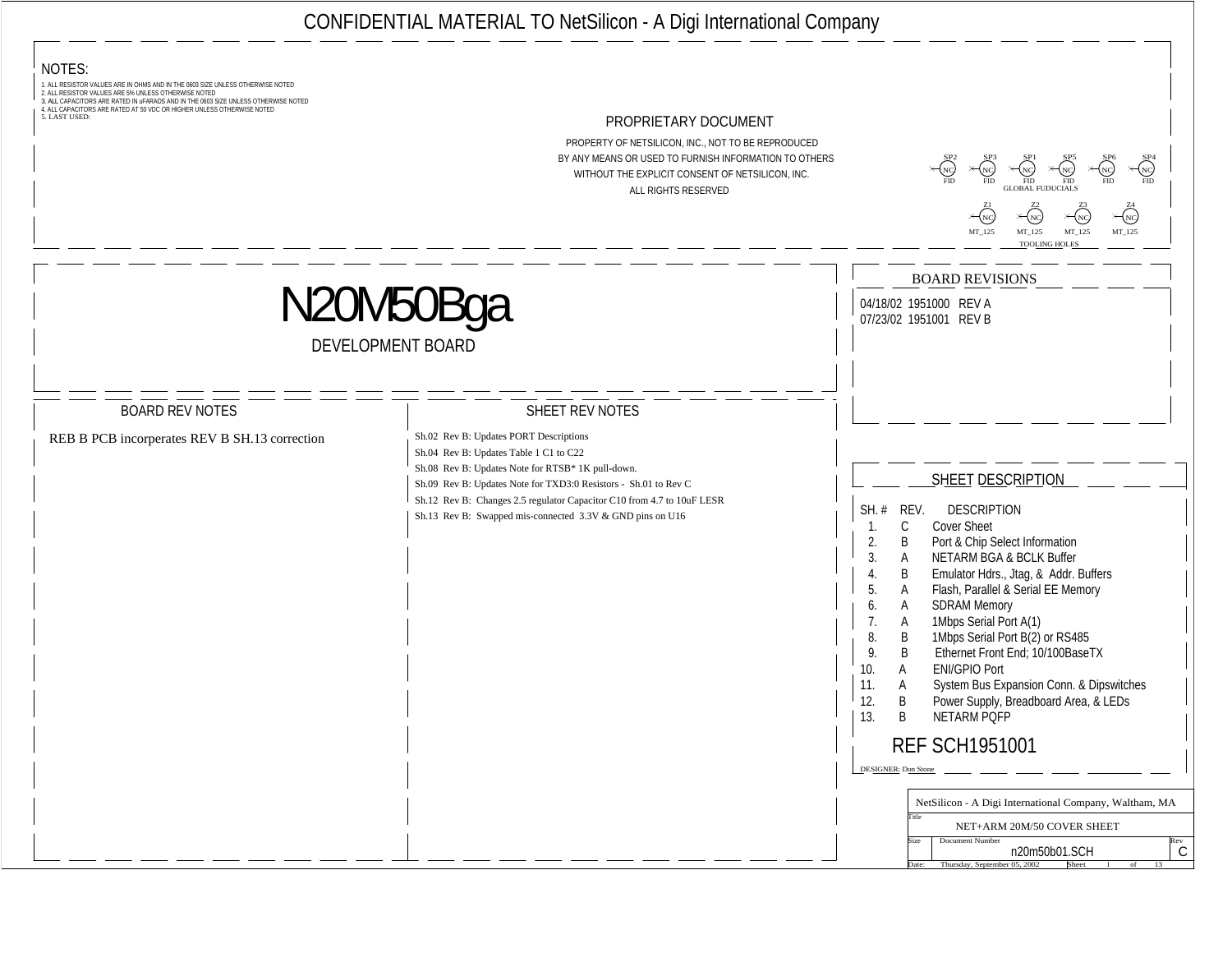CONFIDENTIAL MATERIAL TO NetSilicon - A Digi International Company

## NOTES:

1. ALL RESISTOR VALUES ARE IN OHMS AND IN THE 0603 SIZE UNLESS OTHERWISE NOTED
2. ALL RESISTOR VALUES ARE 5% UNLESS OTHERWISE NOTED
3. ALL CAPACITORS ARE RATED IN uFARADS AND IN THE 0603 SIZE UNLESS OTHERWISE NOTED
4. ALL CAPACITORS ARE RATED AT 50 VDC OR HIGHER UNLESS OTHERWISE NOTED
5. LAST USED:

## PROPRIETARY DOCUMENT

PROPERTY OF NETSILICON, INC., NOT TO BE REPRODUCED
BY ANY MEANS OR USED TO FURNISH INFORMATION TO OTHERS
WITHOUT THE EXPLICIT CONSENT OF NETSILICON, INC.
ALL RIGHTS RESERVED

SP2 NC FID, SP3 NC FID, SP1 NC FID, SP5 NC FID, SP6 NC FID, SP4 NC FID
GLOBAL FUDUCIALS

Z1 NC MT_125, Z2 NC MT_125, Z3 NC MT_125, Z4 NC MT_125
TOOLING HOLES

# N20M50Bga

## DEVELOPMENT BOARD

## BOARD REVISIONS

04/18/02 1951000 REV A
07/23/02 1951001 REV B

## BOARD REV NOTES

REB B PCB incorperates REV B SH.13 correction

## SHEET REV NOTES

Sh.02 Rev B: Updates PORT Descriptions
Sh.04 Rev B: Updates Table 1 C1 to C22
Sh.08 Rev B: Updates Note for RTSB* 1K pull-down.
Sh.09 Rev B: Updates Note for TXD3:0 Resistors - Sh.01 to Rev C
Sh.12 Rev B: Changes 2.5 regulator Capacitor C10 from 4.7 to 10uF LESR
Sh.13 Rev B: Swapped mis-connected 3.3V & GND pins on U16

## SHEET DESCRIPTION

| SH. # | REV. | DESCRIPTION |
|---|---|---|
| 1. | C | Cover Sheet |
| 2. | B | Port & Chip Select Information |
| 3. | A | NETARM BGA & BCLK Buffer |
| 4. | B | Emulator Hdrs., Jtag, & Addr. Buffers |
| 5. | A | Flash, Parallel & Serial EE Memory |
| 6. | A | SDRAM Memory |
| 7. | A | 1Mbps Serial Port A(1) |
| 8. | B | 1Mbps Serial Port B(2) or RS485 |
| 9. | B | Ethernet Front End; 10/100BaseTX |
| 10. | A | ENI/GPIO Port |
| 11. | A | System Bus Expansion Conn. & Dipswitches |
| 12. | B | Power Supply, Breadboard Area, & LEDs |
| 13. | B | NETARM PQFP |

REF SCH1951001

DESIGNER: Don Stone

| NetSilicon - A Digi International Company, Waltham, MA | | |
|---|---|---|
| Title: NET+ARM 20M/50 COVER SHEET | | |
| Size | Document Number: n20m50b01.SCH | Rev: C |
| Date: Thursday, September 05, 2002 | Sheet 1 of 13 | |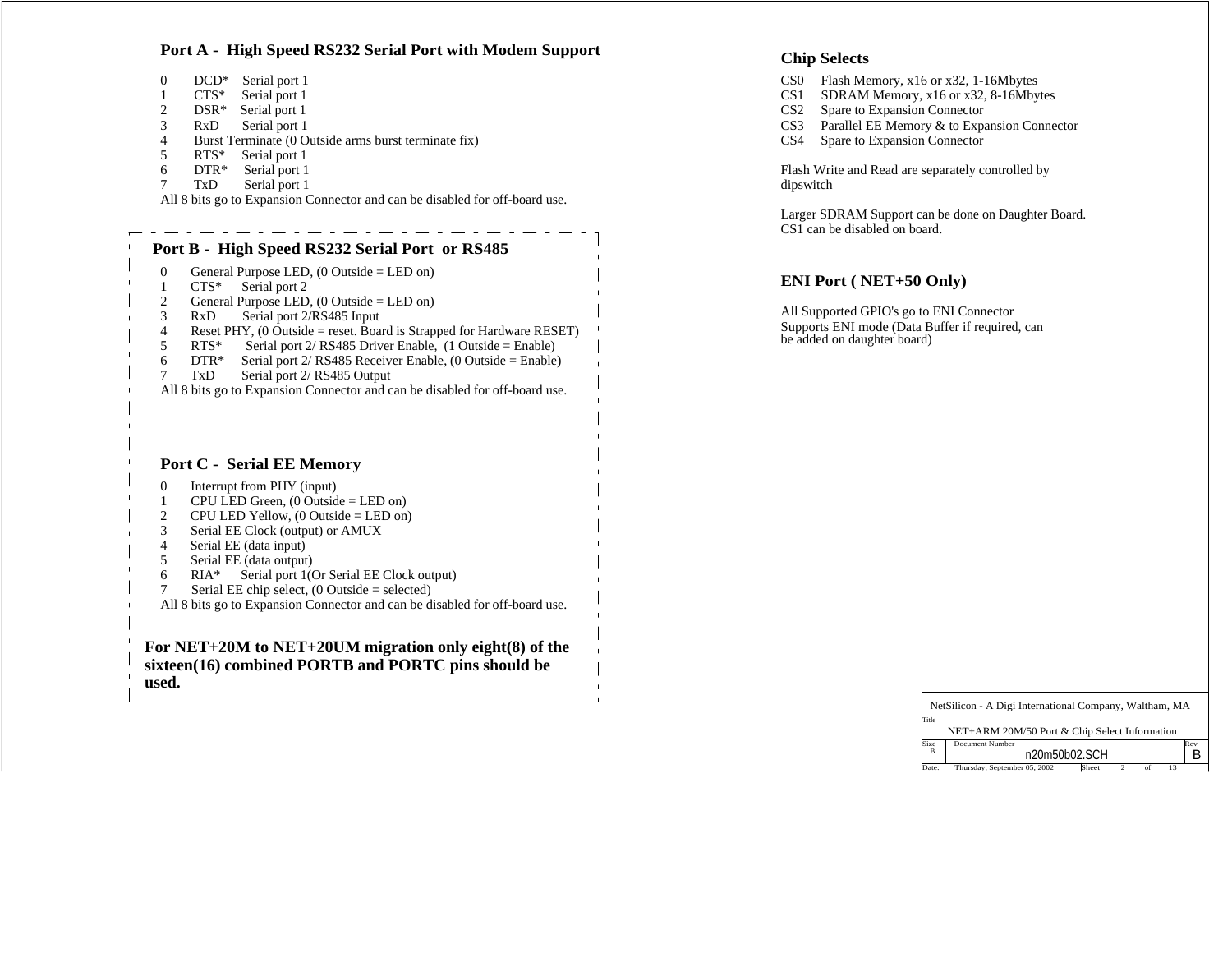## Port A - High Speed RS232 Serial Port with Modem Support

0 DCD* Serial port 1
1 CTS* Serial port 1
2 DSR* Serial port 1
3 RxD Serial port 1
4 Burst Terminate (0 Outside arms burst terminate fix)
5 RTS* Serial port 1
6 DTR* Serial port 1
7 TxD Serial port 1

All 8 bits go to Expansion Connector and can be disabled for off-board use.

## Port B - High Speed RS232 Serial Port or RS485

0 General Purpose LED, (0 Outside = LED on)
1 CTS* Serial port 2
2 General Purpose LED, (0 Outside = LED on)
3 RxD Serial port 2/RS485 Input
4 Reset PHY, (0 Outside = reset. Board is Strapped for Hardware RESET)
5 RTS* Serial port 2/ RS485 Driver Enable, (1 Outside = Enable)
6 DTR* Serial port 2/ RS485 Receiver Enable, (0 Outside = Enable)
7 TxD Serial port 2/ RS485 Output

All 8 bits go to Expansion Connector and can be disabled for off-board use.

## Port C - Serial EE Memory

0 Interrupt from PHY (input)
1 CPU LED Green, (0 Outside = LED on)
2 CPU LED Yellow, (0 Outside = LED on)
3 Serial EE Clock (output) or AMUX
4 Serial EE (data input)
5 Serial EE (data output)
6 RIA* Serial port 1(Or Serial EE Clock output)
7 Serial EE chip select, (0 Outside = selected)

All 8 bits go to Expansion Connector and can be disabled for off-board use.

**For NET+20M to NET+20UM migration only eight(8) of the sixteen(16) combined PORTB and PORTC pins should be used.**

## Chip Selects

CS0 Flash Memory, x16 or x32, 1-16Mbytes
CS1 SDRAM Memory, x16 or x32, 8-16Mbytes
CS2 Spare to Expansion Connector
CS3 Parallel EE Memory & to Expansion Connector
CS4 Spare to Expansion Connector

Flash Write and Read are separately controlled by dipswitch

Larger SDRAM Support can be done on Daughter Board.
CS1 can be disabled on board.

## ENI Port ( NET+50 Only)

All Supported GPIO's go to ENI Connector
Supports ENI mode (Data Buffer if required, can be added on daughter board)

| NetSilicon - A Digi International Company, Waltham, MA | | |
|---|---|---|
| Title: NET+ARM 20M/50 Port & Chip Select Information | | |
| Size: B | Document Number: n20m50b02.SCH | Rev: B |
| Date: Thursday, September 05, 2002 | Sheet 2 of 13 | |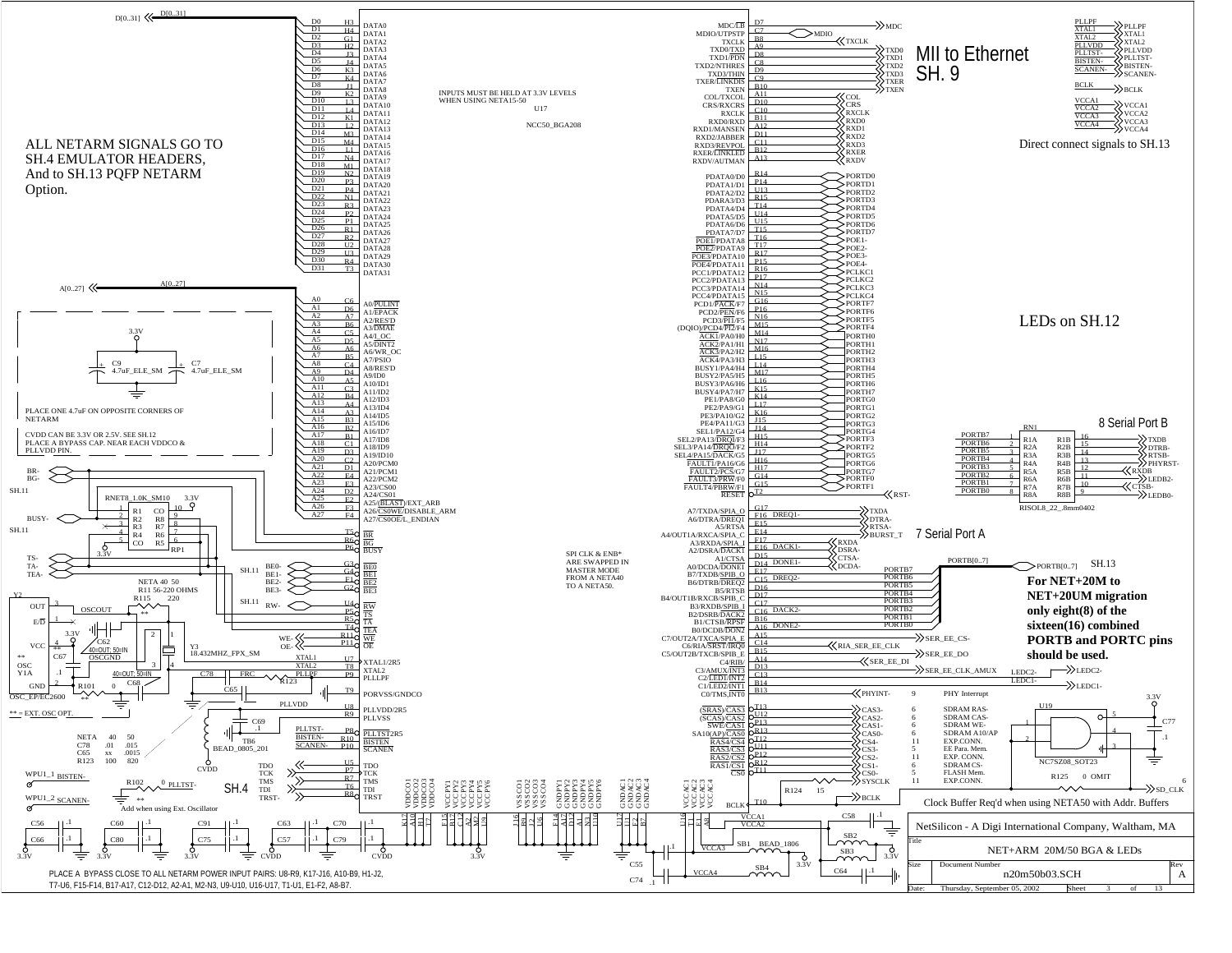ALL NETARM SIGNALS GO TO SH.4 EMULATOR HEADERS, And to SH.13 PQFP NETARM Option.

INPUTS MUST BE HELD AT 3.3V LEVELS WHEN USING NETA15-50

U17

NCC50_BGA208

MII to Ethernet SH. 9

Direct connect signals to SH.13

LEDs on SH.12

8 Serial Port B

7 Serial Port A

PLACE ONE 4.7uF ON OPPOSITE CORNERS OF NETARM

CVDD CAN BE 3.3V OR 2.5V. SEE SH.12 PLACE A BYPASS CAP. NEAR EACH VDDCO & PLLVDD PIN.

SPI CLK & ENB* ARE SWAPPED IN MASTER MODE FROM A NETA40 TO A NETA50.

**For NET+20M to NET+20UM migration only eight(8) of the sixteen(16) combined PORTB and PORTC pins should be used.**

| NETA | 40 | 50 |
|---|---|---|
| C78 | .01 | .015 |
| C65 | xx | .0015 |
| R123 | 100 | 820 |

NETA 40 50
R11 56-220 OHMS

** = EXT. OSC OPT.

** Add when using Ext. Oscillator

| Signal | Sheet | Description |
|---|---|---|
| PHYINT- | 9 | PHY Interrupt |
| CAS3- | 6 | SDRAM RAS- |
| CAS2- | 6 | SDRAM CAS- |
| CAS1- | 6 | SDRAM WE- |
| CAS0- | 6 | SDRAM A10/AP |
| CS4- | 11 | EXP.CONN. |
| CS3- | 5 | EE Para. Mem. |
| CS2- | 11 | EXP. CONN. |
| CS1- | 6 | SDRAM CS- |
| CS0- | 5 | FLASH Mem. |
| SYSCLK | 11 | EXP.CONN. |

Clock Buffer Req'd when using NETA50 with Addr. Buffers

PLACE A BYPASS CLOSE TO ALL NETARM POWER INPUT PAIRS: U8-R9, K17-J16, A10-B9, H1-J2, T7-U6, F15-F14, B17-A17, C12-D12, A2-A1, M2-N3, U9-U10, U16-U17, T1-U1, E1-F2, A8-B7.

NetSilicon - A Digi International Company, Waltham, MA

| Title | NET+ARM 20M/50 BGA & LEDs | |
|---|---|---|
| Size: A | Document Number: n20m50b03.SCH | Rev: A |
| Date: Thursday, September 05, 2002 | Sheet 3 of 13 | |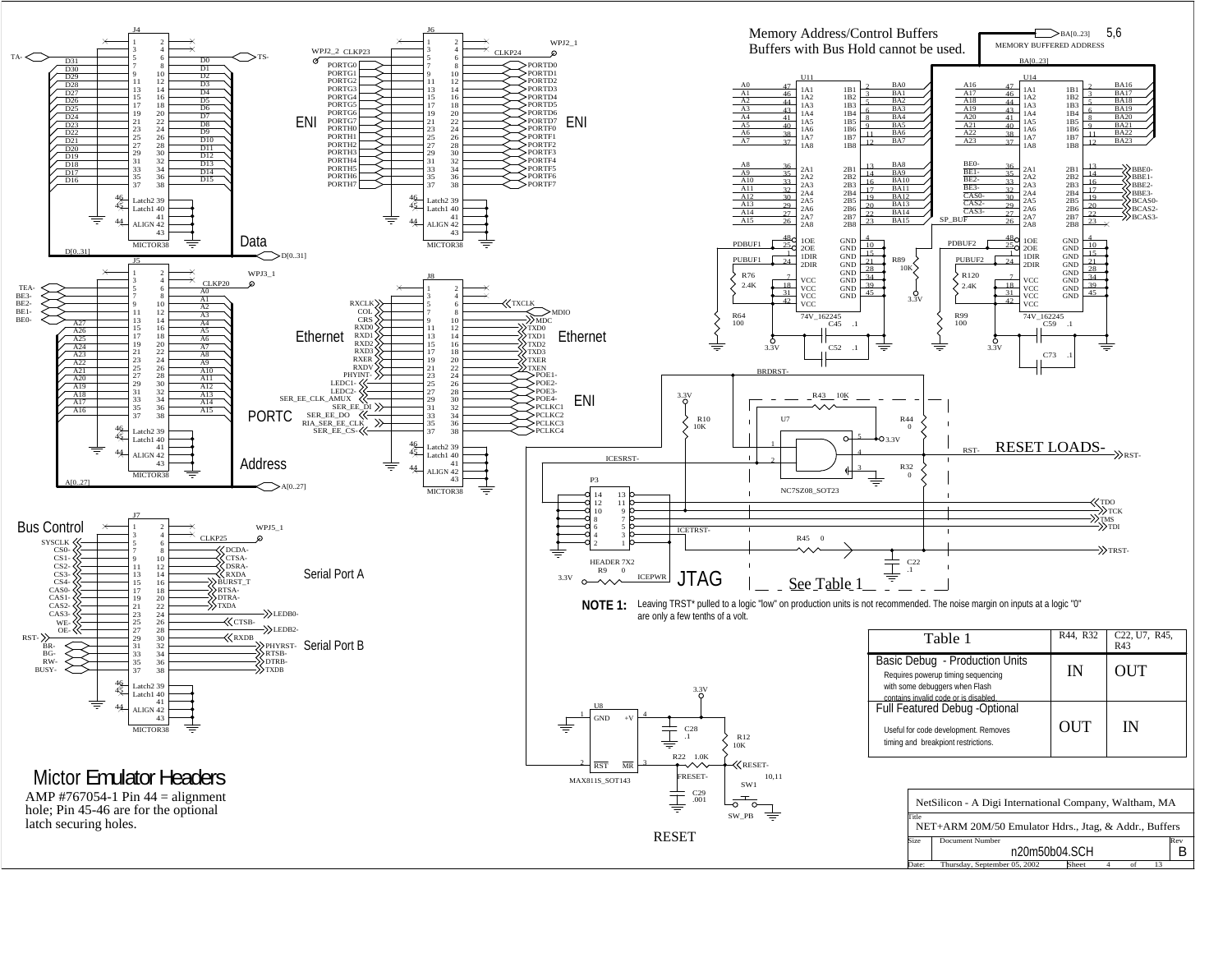# Mictor Emulator Headers

AMP #767054-1 Pin 44 = alignment hole; Pin 45-46 are for the optional latch securing holes.

Memory Address/Control Buffers
Buffers with Bus Hold cannot be used.

**NOTE 1:** Leaving TRST* pulled to a logic "low" on production units is not recommended. The noise margin on inputs at a logic "0" are only a few tenths of a volt.

RESET LOADS-

See Table 1

| Table 1 | R44, R32 | C22, U7, R45, R43 |
|---|---|---|
| Basic Debug - Production Units<br>Requires powerup timing sequencing with some debuggers when Flash contains invalid code or is disabled. | IN | OUT |
| Full Featured Debug -Optional<br>Useful for code development. Removes timing and breakpiont restrictions. | OUT | IN |

NetSilicon - A Digi International Company, Waltham, MA

Title: NET+ARM 20M/50 Emulator Hdrs., Jtag, & Addr., Buffers

Document Number: n20m50b04.SCH — Rev B

Date: Thursday, September 05, 2002 — Sheet 4 of 13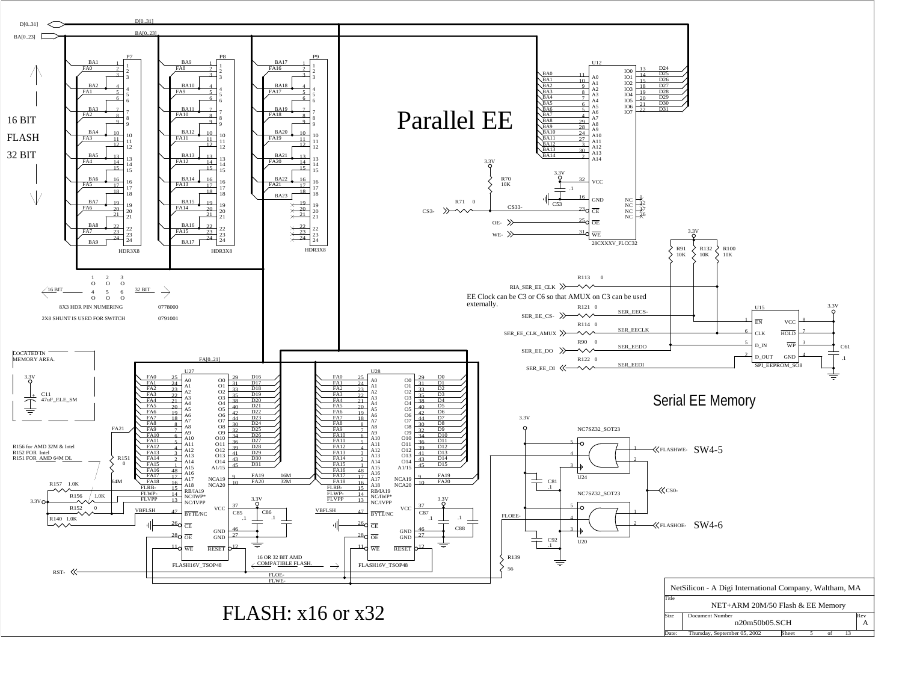# Parallel EE

# Serial EE Memory

# FLASH: x16 or x32

16 BIT
FLASH
32 BIT

| P7 | | P8 | | P9 | |
|---|---|---|---|---|---|
| BA1 | 1 | BA9 | 1 | BA17 | 1 |
| FA0 | 2 | FA8 | 2 | FA16 | 2 |
| | 3 | | 3 | | 3 |
| BA2 | 4 | BA10 | 4 | BA18 | 4 |
| FA1 | 5 | FA9 | 5 | FA17 | 5 |
| | 6 | | 6 | | 6 |
| BA3 | 7 | BA11 | 7 | BA19 | 7 |
| FA2 | 8 | FA10 | 8 | FA18 | 8 |
| | 9 | | 9 | | 9 |
| BA4 | 10 | BA12 | 10 | BA20 | 10 |
| FA3 | 11 | FA11 | 11 | FA19 | 11 |
| | 12 | | 12 | | 12 |
| BA5 | 13 | BA13 | 13 | BA21 | 13 |
| FA4 | 14 | FA12 | 14 | FA20 | 14 |
| | 15 | | 15 | | 15 |
| BA6 | 16 | BA14 | 16 | BA22 | 16 |
| FA5 | 17 | FA13 | 17 | FA21 | 17 |
| | 18 | | 18 | BA23 | 18 |
| BA7 | 19 | BA15 | 19 | | 19 |
| FA6 | 20 | FA14 | 20 | | 20 |
| | 21 | | 21 | | 21 |
| BA8 | 22 | BA16 | 22 | | 22 |
| FA7 | 23 | FA15 | 23 | | 23 |
| BA9 | 24 | BA17 | 24 | | 24 |
| HDR3X8 | | HDR3X8 | | HDR3X8 | |

16 BIT — 32 BIT

8X3 HDR PIN NUMERING — 0778000

2X8 SHUNT IS USED FOR SWITCH — 0791001

LOCATED IN MEMORY AREA.

C11 47uF_ELE_SM

R156 for AMD 32M & Intel
R152 FOR Intel
R151 FOR AMD 64M DL

R151 0, R157 1.0K, R156 1.0K, R152 0, R140 1.0K

U12 28CXXXV_PLCC32: BA0–BA14 → A0–A14; IO0–IO7 → D24–D31; CS33- → CE; OE-; WE-; R70 10K; R71 0; C53 .1

EE Clock can be C3 or C6 so that AMUX on C3 can be used externally.

U15 SPI_EEPROM_SO8: SER_EECS- (EN), SER_EECLK (CLK), SER_EEDO (D_IN), SER_EEDI (D_OUT); R113 0 (RIA_SER_EE_CLK), R121 0 (SER_EE_CS-), R114 0 (SER_EE_CLK_AMUX), R90 0 (SER_EE_DO), R122 0 (SER_EE_DI); R91 10K, R132 10K, R100 10K; C61 .1

U27 FLASH16V_TSOP48: FA0–FA18 → A0–A18; O0–O15 → D16–D31; FA19 16M, FA20 32M; C85 .1, C86 .1

U28 FLASH16V_TSOP48: FA0–FA18 → A0–A18; O0–O15 → D0–D15; FA19, FA20; C87 .1, C88 .1

16 OR 32 BIT AMD COMPATIBLE FLASH.

FLOE-, FLWE-, RST-

U24 NC7SZ32_SOT23: FLASHWE- — SW4-5; C81 .1
U20 NC7SZ32_SOT23: FLASHOE- — SW4-6; CS0-; FLOEE-; C92 .1; R139 56

NetSilicon - A Digi International Company, Waltham, MA

| Title | NET+ARM 20M/50 Flash & EE Memory | |
|---|---|---|
| Size | Document Number: n20m50b05.SCH | Rev A |
| Date: Thursday, September 05, 2002 | Sheet 5 of 13 | |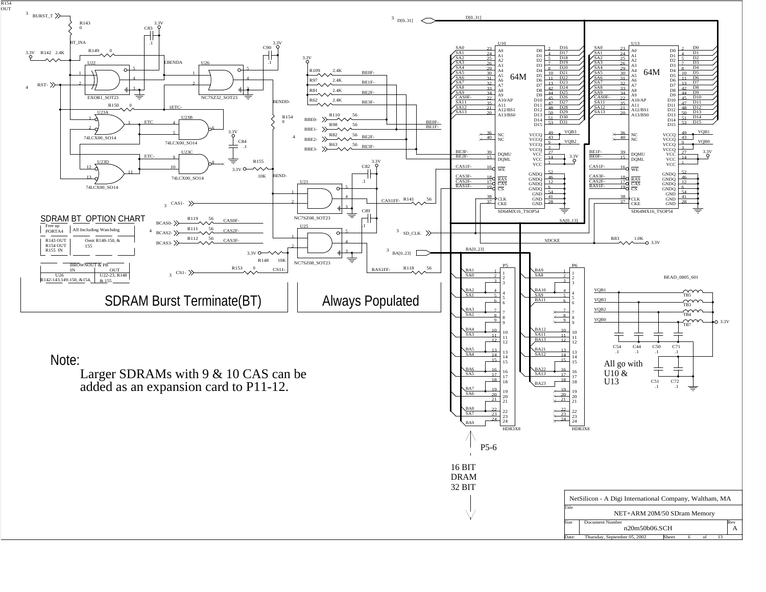## SDRAM BT OPTION CHART

| | |
|---|---|
| Free up PORTA4 | All Including Watchdog |
| R143 OUT R154 OUT R155 IN | Omit R148-150, & 155 |

| BROWNOUT & PB IN | OUT |
|---|---|
| U26 R142-143,149-150, &154, | U22-23, R148 & 155 |

SDRAM Burst Terminate(BT)

Always Populated

**Note:**

Larger SDRAMs with 9 & 10 CAS can be added as an expansion card to P11-12.

All go with U10 & U13

P5-6

16 BIT DRAM 32 BIT

NetSilicon - A Digi International Company, Waltham, MA

Title: NET+ARM 20M/50 SDram Memory

Size | Document Number: n20m50b06.SCH | Rev: A

Date: Thursday, September 05, 2002 | Sheet 6 of 13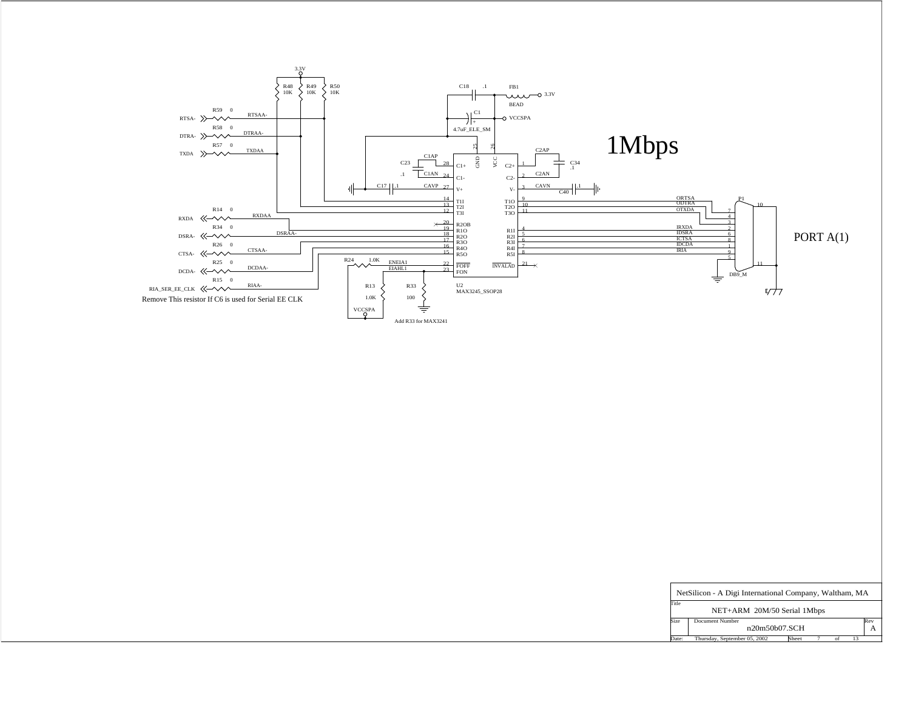# 1Mbps

## PORT A(1)

3.3V

R48 10K, R49 10K, R50 10K

R59 0 — RTSA- — RTSAA-

R58 0 — DTRA- — DTRAA-

R57 0 — TXDA — TXDAA

R14 0 — RXDA — RXDAA

R34 0 — DSRA- — DSRAA-

R26 0 — CTSA- — CTSAA-

R25 0 — DCDA- — DCDAA-

R15 0 — RIA_SER_EE_CLK — RIAA-

Remove This resistor If C6 is used for Serial EE CLK

C18 .1, FB1 BEAD, 3.3V

C1 4.7uF_ELE_SM, VCCSPA

C23 .1 (C1AP, C1AN)

C17 .1 (CAVP)

C34 .1 (C2AP, C2AN)

C40 .1 (CAVN)

U2 MAX3245_SSOP28

| Pin | Name | | Pin | Name |
|---|---|---|---|---|
| 28 | C1+ | | 1 | C2+ |
| 24 | C1- | | 2 | C2- |
| 27 | V+ | | 3 | V- |
| 14 | T1I | | 9 | T1O |
| 13 | T2I | | 10 | T2O |
| 12 | T3I | | 11 | T3O |
| 20 | R2OB | | | |
| 19 | R1O | | 4 | R1I |
| 18 | R2O | | 5 | R2I |
| 17 | R3O | | 6 | R3I |
| 16 | R4O | | 7 | R4I |
| 15 | R5O | | 8 | R5I |
| 22 | FOFF | | 21 | INVALAD |
| 23 | FON | | | |
| 25 | GND | | 26 | VCC |

R24 1.0K — ENEIA1

EIAHL1

R13 1.0K, VCCSPA

R33 100

Add R33 for MAX3241

P1 DB9_M

ORTSA, ODTRA, OTXDA, IRXDA, IDSRA, ICTSA, IDCDA, IRIA

Pins: 7, 4, 3, 2, 6, 8, 1, 9, 5, 10, 11

NetSilicon - A Digi International Company, Waltham, MA

| Title | NET+ARM 20M/50 Serial 1Mbps | |
|---|---|---|
| Size | Document Number: n20m50b07.SCH | Rev: A |
| Date: Thursday, September 05, 2002 | Sheet 7 of 13 | |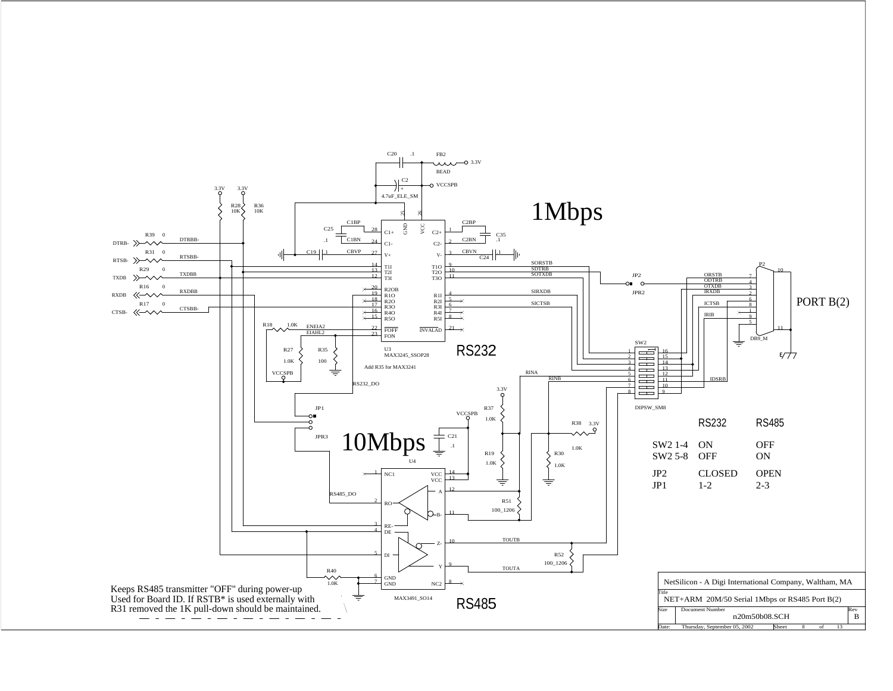1Mbps

RS232

10Mbps

RS485

PORT B(2)

| | RS232 | RS485 |
|---|---|---|
| SW2 1-4 | ON | OFF |
| SW2 5-8 | OFF | ON |
| JP2 | CLOSED | OPEN |
| JP1 | 1-2 | 2-3 |

Add R35 for MAX3241

Keeps RS485 transmitter "OFF" during power-up
Used for Board ID. If RSTB* is used externally with
R31 removed the 1K pull-down should be maintained.

NetSilicon - A Digi International Company, Waltham, MA

Title: NET+ARM 20M/50 Serial 1Mbps or RS485 Port B(2)

| Size | Document Number | Rev |
|---|---|---|
| | n20m50b08.SCH | B |

Date: Thursday, September 05, 2002 Sheet 8 of 13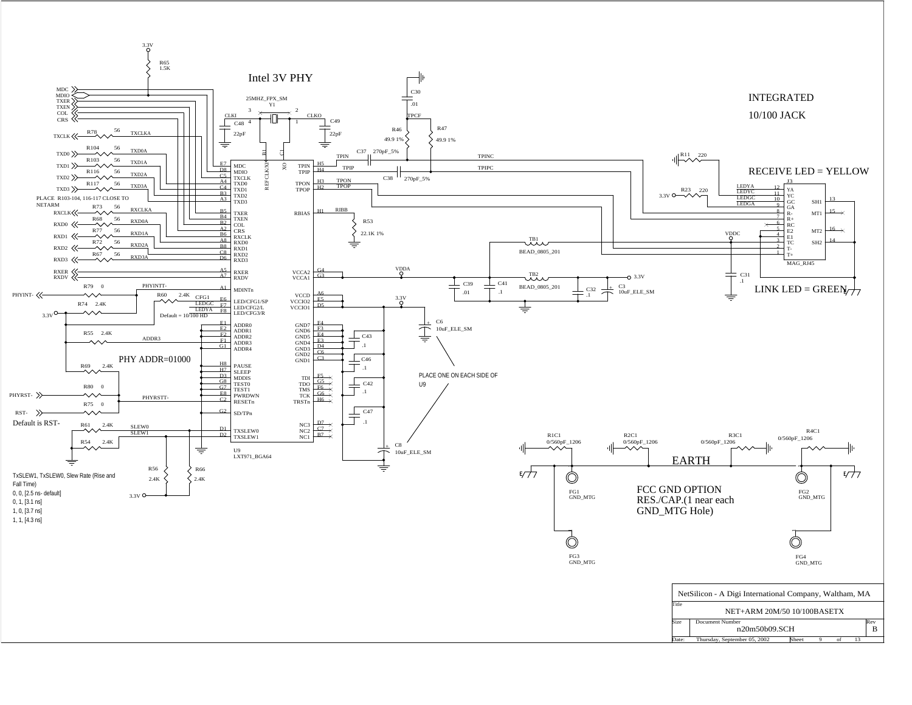# Intel 3V PHY

INTEGRATED

10/100 JACK

RECEIVE LED = YELLOW

LINK LED = GREEN

PLACE R103-104, 116-117 CLOSE TO NETARM

Default = 10/100 HD

PHY ADDR=01000

Default is RST-

PLACE ONE ON EACH SIDE OF U9

U9 LXT971_BGA64

EARTH

FCC GND OPTION
RES./CAP.(1 near each GND_MTG Hole)

TxSLEW1, TxSLEW0, Slew Rate (Rise and Fall Time)

- 0, 0, [2.5 ns- default]
- 0, 1, [3.1 ns]
- 1, 0, [3.7 ns]
- 1, 1, [4.3 ns]

| NetSilicon - A Digi International Company, Waltham, MA | | |
|---|---|---|
| Title | NET+ARM 20M/50 10/100BASETX | |
| Size | Document Number: n20m50b09.SCH | Rev: B |
| Date: Thursday, September 05, 2002 | Sheet 9 of 13 | |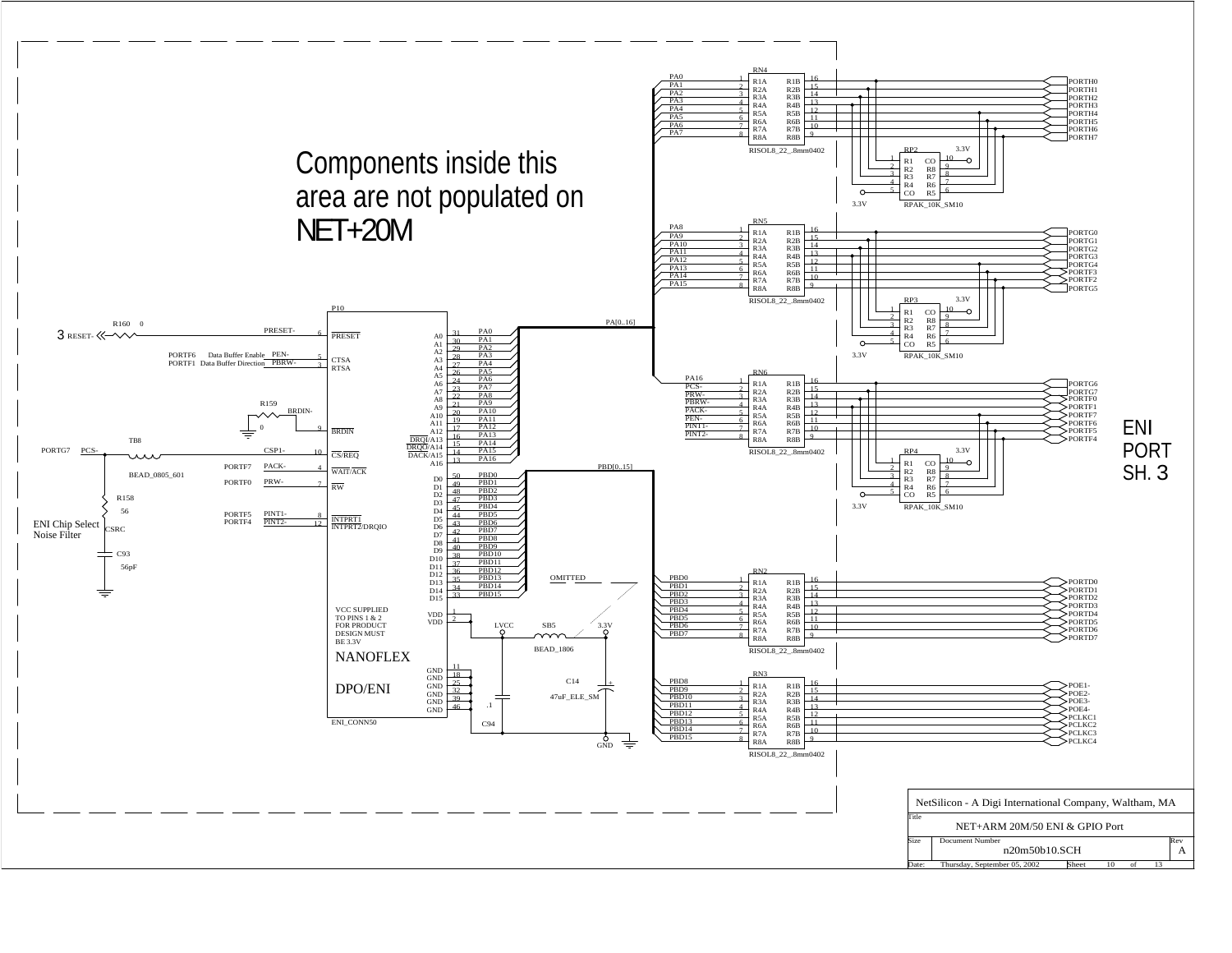Components inside this area are not populated on NET+20M

ENI PORT SH. 3

PORTF6 Data Buffer Enable PEN-

PORTF1 Data Buffer Direction PBRW-

ENI Chip Select Noise Filter

VCC SUPPLIED TO PINS 1 & 2 FOR PRODUCT DESIGN MUST BE 3.3V

NANOFLEX

DPO/ENI

ENI_CONN50

OMITTED

| NetSilicon - A Digi International Company, Waltham, MA | | |
|---|---|---|
| Title | NET+ARM 20M/50 ENI & GPIO Port | |
| Size | Document Number: n20m50b10.SCH | Rev: A |
| Date: Thursday, September 05, 2002 | Sheet 10 of 13 | |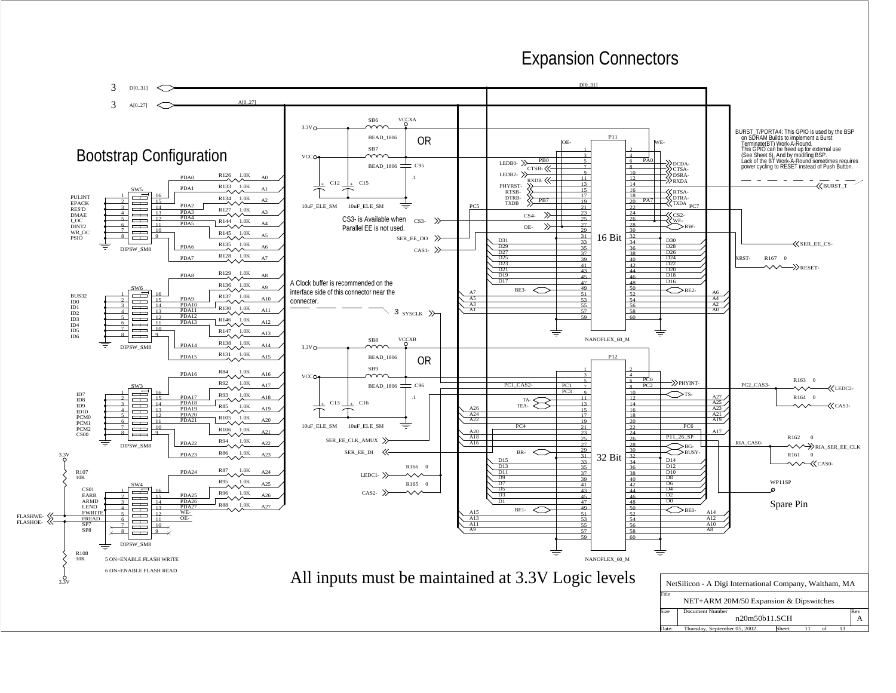# Expansion Connectors

## Bootstrap Configuration

BURST_T/PORTA4: This GPIO is used by the BSP on SDRAM Builds to implement a Burst Terminate(BT) Work-A-Round. This GPIO can be freed up for external use (See Sheet 6). And by modifing BSP. Lack of the BT Work-A-Round sometimes requires power cycling to RESET instead of Push Button.

CS3- is Available when Parallel EE is not used.

A Clock buffer is recommended on the interface side of this connector near the connecter.

OR

OR

16 Bit

32 Bit

Spare Pin

5 ON=ENABLE FLASH WRITE

6 ON=ENABLE FLASH READ

All inputs must be maintained at 3.3V Logic levels

| NetSilicon - A Digi International Company, Waltham, MA | | |
|---|---|---|
| Title: NET+ARM 20M/50 Expansion & Dipswitches | | |
| Size | Document Number: n20m50b11.SCH | Rev: A |
| Date: Thursday, September 05, 2002 | Sheet 11 of 13 | |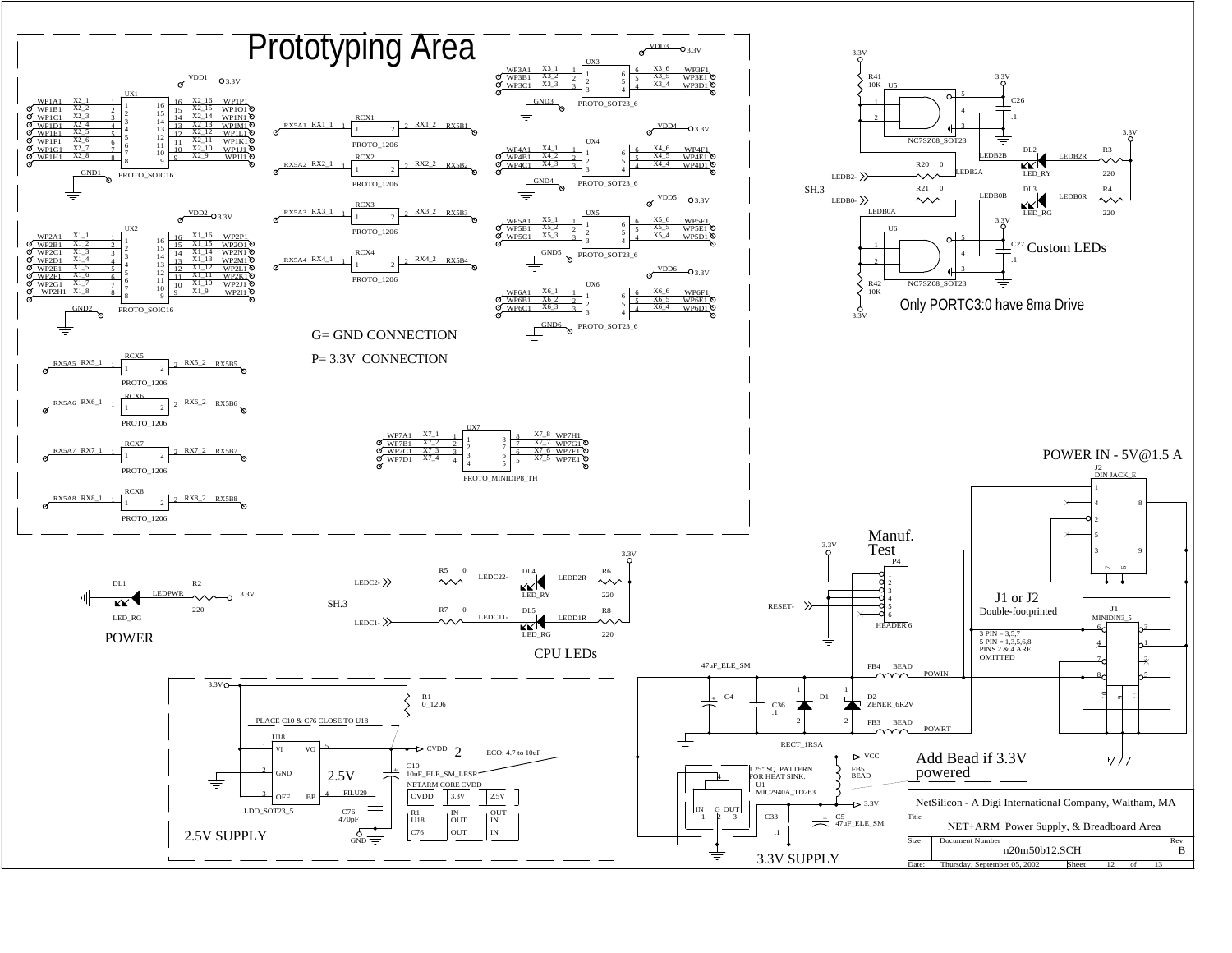# Prototyping Area

G= GND CONNECTION

P= 3.3V CONNECTION

Custom LEDs

Only PORTC3:0 have 8ma Drive

POWER IN - 5V@1.5 A

Manuf. Test

J1 or J2
Double-footprinted

3 PIN = 3,5,7
5 PIN = 1,3,5,6,8
PINS 2 & 4 ARE
OMITTED

POWER

CPU LEDs

PLACE C10 & C76 CLOSE TO U18

ECO: 4.7 to 10uF

2.5V

| CVDD | 3.3V | 2.5V |
| --- | --- | --- |
| R1 | IN | OUT |
| U18 | OUT | IN |
| C76 | OUT | IN |

2.5V SUPPLY

1.25" SQ. PATTERN FOR HEAT SINK.

Add Bead if 3.3V powered

3.3V SUPPLY

| NetSilicon - A Digi International Company, Waltham, MA | | |
| --- | --- | --- |
| Title: NET+ARM Power Supply, & Breadboard Area | | |
| Size | Document Number: n20m50b12.SCH | Rev: B |
| Date: Thursday, September 05, 2002 | Sheet 12 of 13 | |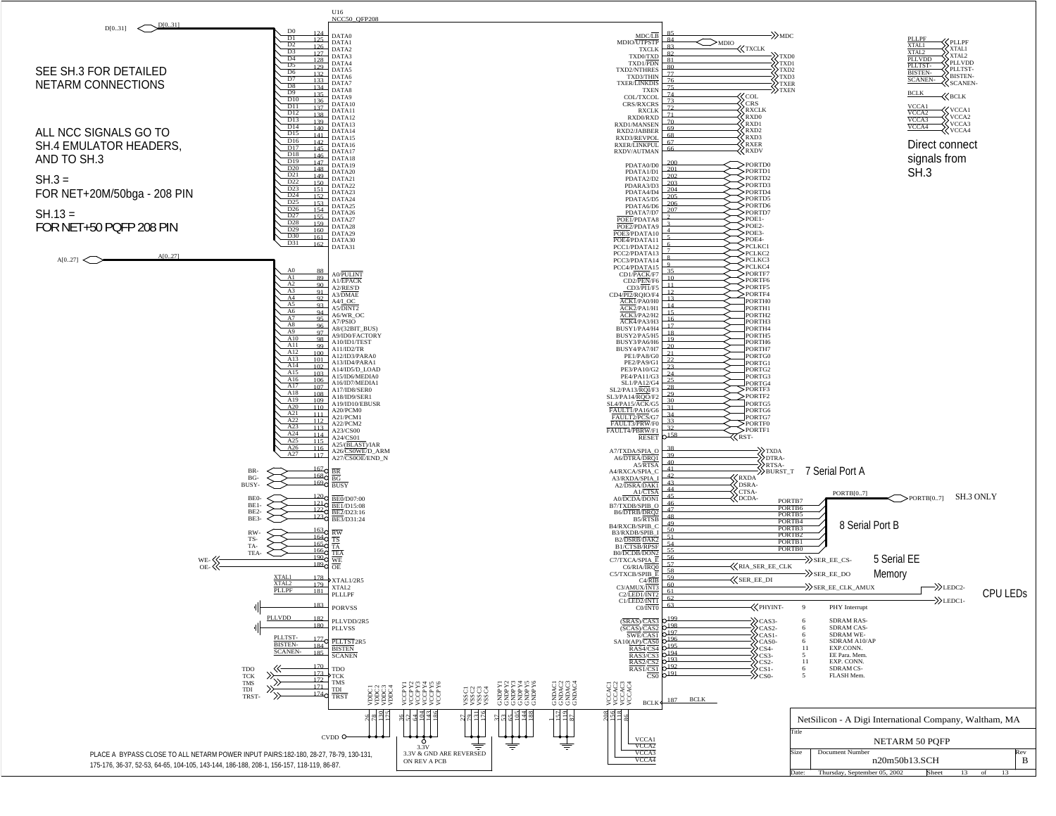U16
NCC50_QFP208

SEE SH.3 FOR DETAILED NETARM CONNECTIONS

ALL NCC SIGNALS GO TO SH.4 EMULATOR HEADERS, AND TO SH.3

SH.3 = FOR NET+20M/50bga - 208 PIN

SH.13 = FOR NET+50 PQFP 208 PIN

Direct connect signals from SH.3

7 Serial Port A

8 Serial Port B

SH.3 ONLY

5 Serial EE Memory

CPU LEDs

| | | |
|---|---|---|
| PHYINT- | 9 | PHY Interrupt |
| CAS3- | 6 | SDRAM RAS- |
| CAS2- | 6 | SDRAM CAS- |
| CAS1- | 6 | SDRAM WE- |
| CAS0- | 6 | SDRAM A10/AP |
| CS4- | 11 | EXP.CONN. |
| CS3- | 5 | EE Para. Mem. |
| CS2- | 11 | EXP. CONN. |
| CS1- | 6 | SDRAM CS- |
| CS0- | 5 | FLASH Mem. |

3.3V
3.3V & GND ARE REVERSED ON REV A PCB

PLACE A BYPASS CLOSE TO ALL NETARM POWER INPUT PAIRS:182-180, 28-27, 78-79, 130-131, 175-176, 36-37, 52-53, 64-65, 104-105, 143-144, 186-188, 208-1, 156-157, 118-119, 86-87.

NetSilicon - A Digi International Company, Waltham, MA

Title: NETARM 50 PQFP

Size: B | Document Number: n20m50b13.SCH | Rev: B

Date: Thursday, September 05, 2002 | Sheet 13 of 13